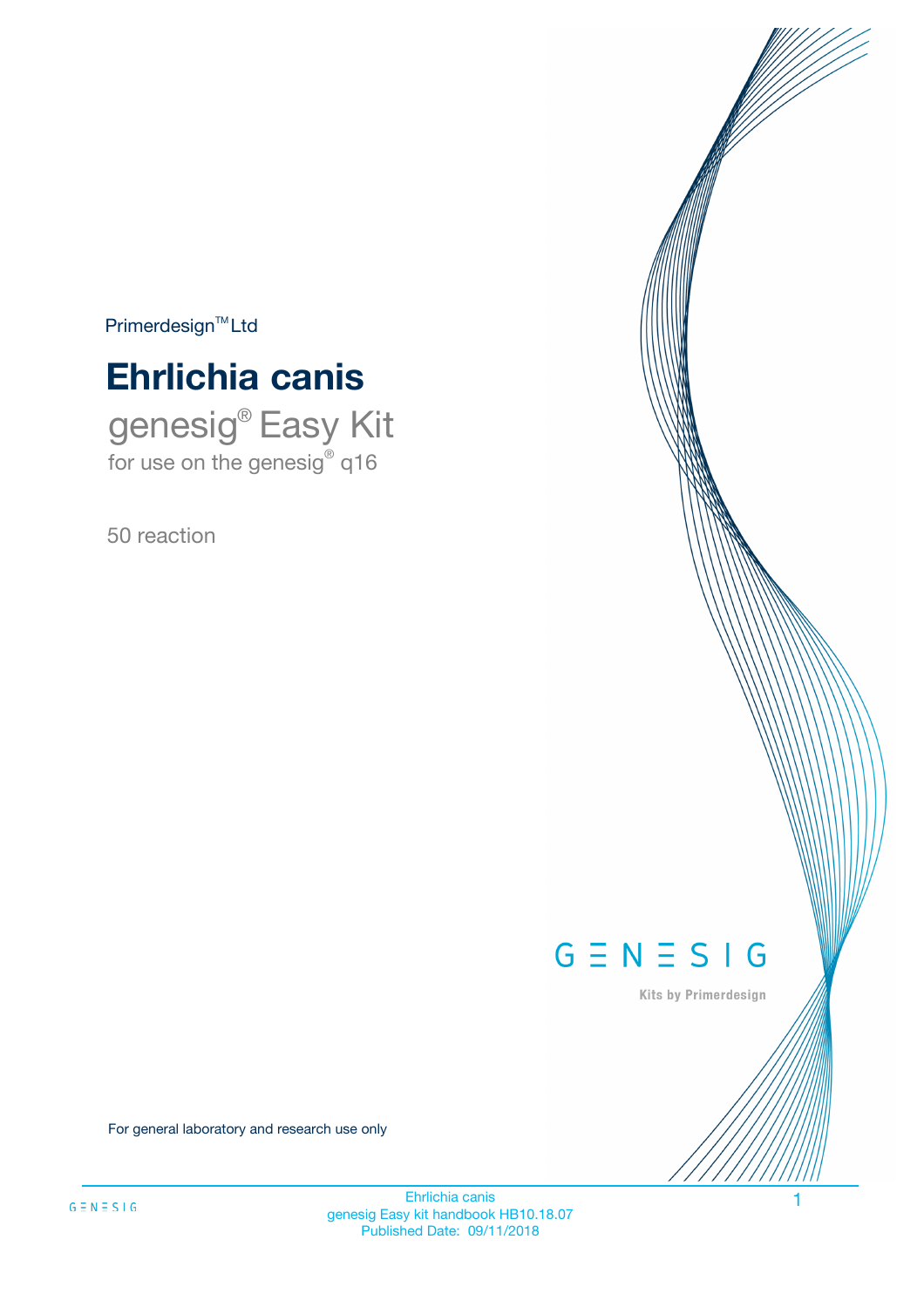Primerdesign™ Ltd

# Ehrlichia canis

## genesig® Easy Kit

for use on the genesig® q16

50 reaction

GENESIG

Kits by Primerdesign

For general laboratory and research use only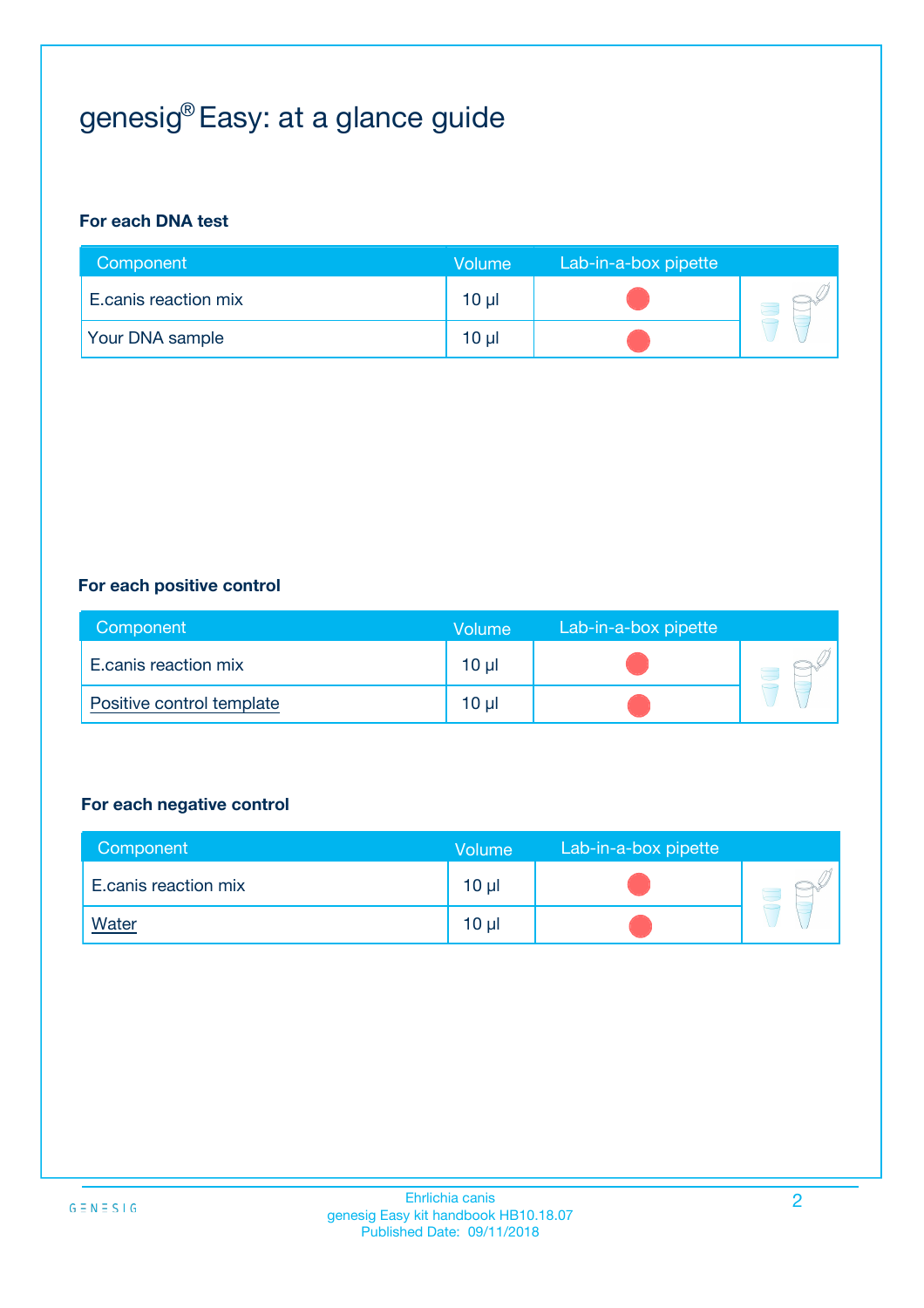# genesig® Easy: at a glance guide

**For each DNA test**

| Component | Volume | Lab-in-a-box pipette |
|---|---|---|
| E.canis reaction mix | 10 µl | |
| Your DNA sample | 10 µl | |

**For each positive control**

| Component | Volume | Lab-in-a-box pipette |
|---|---|---|
| E.canis reaction mix | 10 µl | |
| Positive control template | 10 µl | |

**For each negative control**

| Component | Volume | Lab-in-a-box pipette |
|---|---|---|
| E.canis reaction mix | 10 µl | |
| Water | 10 µl | |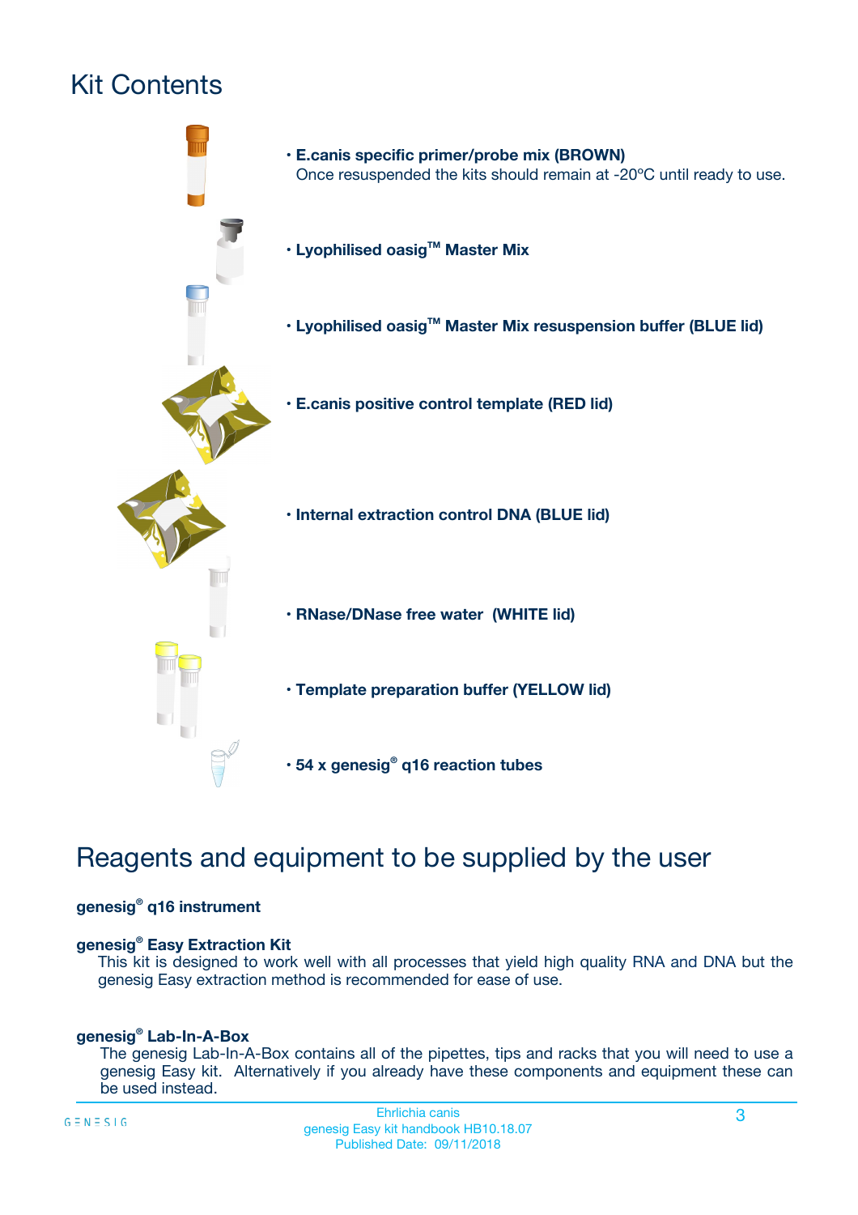# Kit Contents

- **E.canis specific primer/probe mix (BROWN)**
  Once resuspended the kits should remain at -20ºC until ready to use.
- **Lyophilised oasig™ Master Mix**
- **Lyophilised oasig™ Master Mix resuspension buffer (BLUE lid)**
- **E.canis positive control template (RED lid)**
- **Internal extraction control DNA (BLUE lid)**
- **RNase/DNase free water (WHITE lid)**
- **Template preparation buffer (YELLOW lid)**
- **54 x genesig® q16 reaction tubes**

# Reagents and equipment to be supplied by the user

**genesig® q16 instrument**

**genesig® Easy Extraction Kit**

This kit is designed to work well with all processes that yield high quality RNA and DNA but the genesig Easy extraction method is recommended for ease of use.

**genesig® Lab-In-A-Box**

The genesig Lab-In-A-Box contains all of the pipettes, tips and racks that you will need to use a genesig Easy kit. Alternatively if you already have these components and equipment these can be used instead.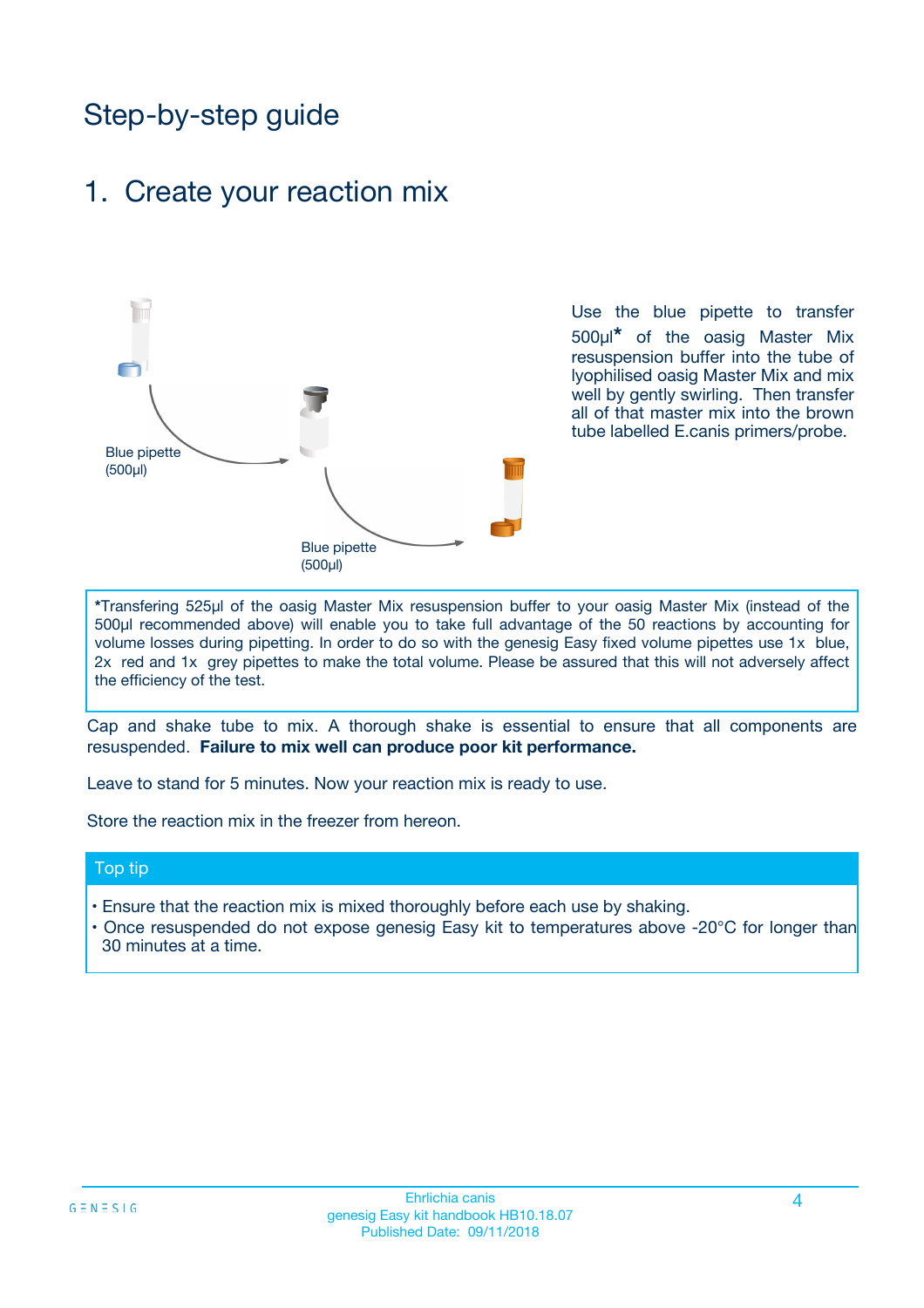# Step-by-step guide

## 1. Create your reaction mix

Blue pipette (500µl)

Blue pipette (500µl)

Use the blue pipette to transfer 500µl* of the oasig Master Mix resuspension buffer into the tube of lyophilised oasig Master Mix and mix well by gently swirling. Then transfer all of that master mix into the brown tube labelled E.canis primers/probe.

*Transfering 525µl of the oasig Master Mix resuspension buffer to your oasig Master Mix (instead of the 500µl recommended above) will enable you to take full advantage of the 50 reactions by accounting for volume losses during pipetting. In order to do so with the genesig Easy fixed volume pipettes use 1x blue, 2x red and 1x grey pipettes to make the total volume. Please be assured that this will not adversely affect the efficiency of the test.

Cap and shake tube to mix. A thorough shake is essential to ensure that all components are resuspended. **Failure to mix well can produce poor kit performance.**

Leave to stand for 5 minutes. Now your reaction mix is ready to use.

Store the reaction mix in the freezer from hereon.

**Top tip**

- Ensure that the reaction mix is mixed thoroughly before each use by shaking.
- Once resuspended do not expose genesig Easy kit to temperatures above -20°C for longer than 30 minutes at a time.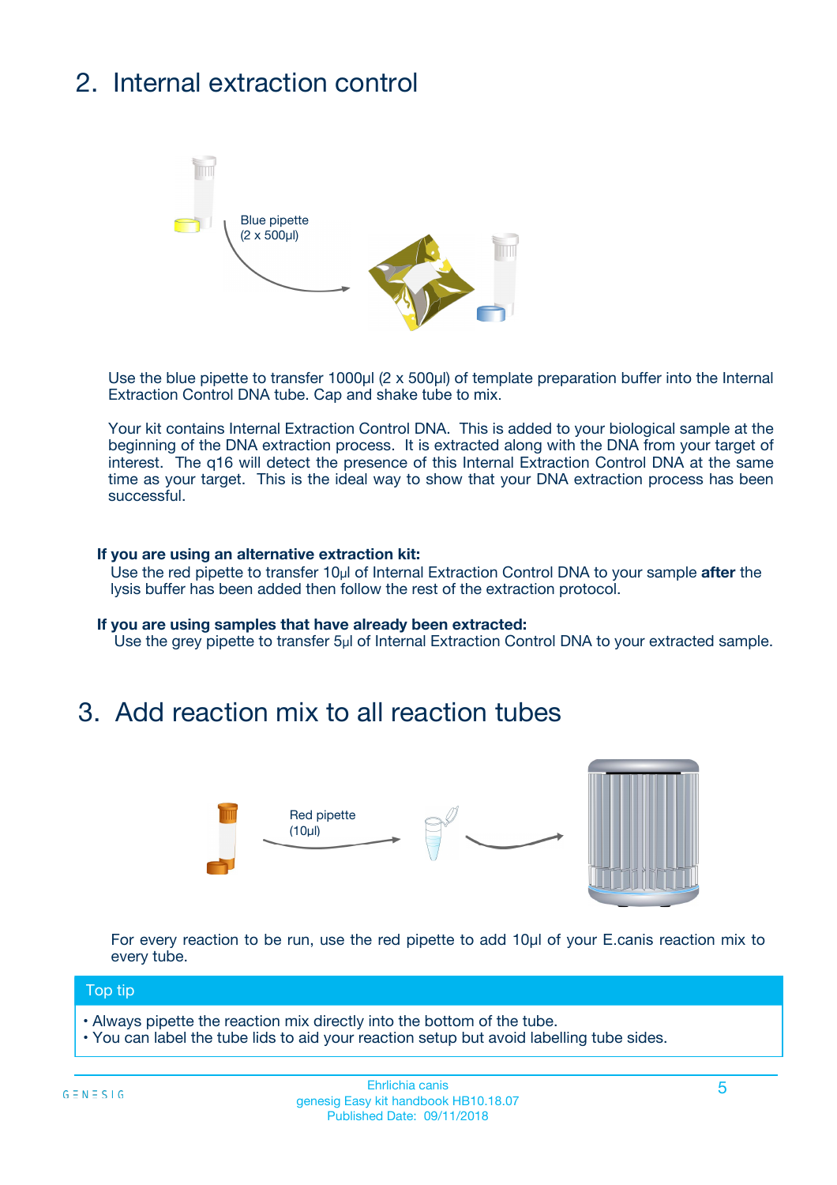## 2. Internal extraction control

Blue pipette
(2 x 500µl)

Use the blue pipette to transfer 1000µl (2 x 500µl) of template preparation buffer into the Internal Extraction Control DNA tube. Cap and shake tube to mix.

Your kit contains Internal Extraction Control DNA. This is added to your biological sample at the beginning of the DNA extraction process. It is extracted along with the DNA from your target of interest. The q16 will detect the presence of this Internal Extraction Control DNA at the same time as your target. This is the ideal way to show that your DNA extraction process has been successful.

**If you are using an alternative extraction kit:**
Use the red pipette to transfer 10µl of Internal Extraction Control DNA to your sample **after** the lysis buffer has been added then follow the rest of the extraction protocol.

**If you are using samples that have already been extracted:**
Use the grey pipette to transfer 5µl of Internal Extraction Control DNA to your extracted sample.

## 3. Add reaction mix to all reaction tubes

Red pipette
(10µl)

For every reaction to be run, use the red pipette to add 10µl of your E.canis reaction mix to every tube.

**Top tip**

- Always pipette the reaction mix directly into the bottom of the tube.
- You can label the tube lids to aid your reaction setup but avoid labelling tube sides.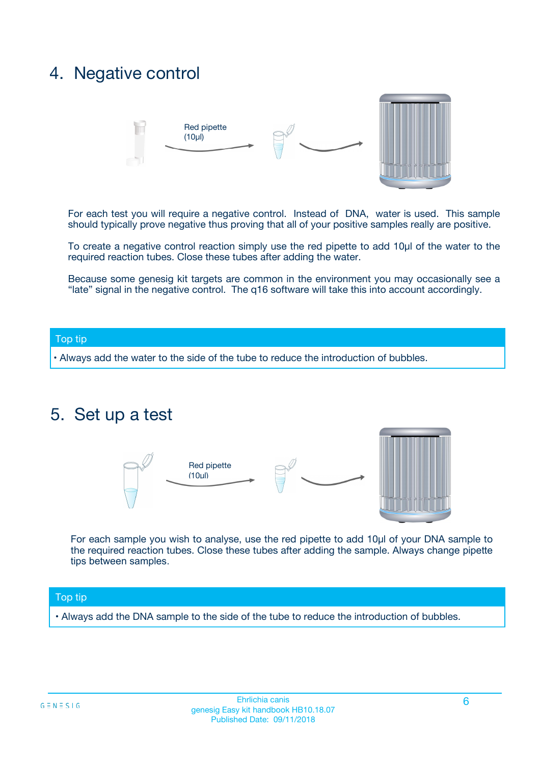## 4. Negative control

Red pipette (10µl)

For each test you will require a negative control. Instead of DNA, water is used. This sample should typically prove negative thus proving that all of your positive samples really are positive.

To create a negative control reaction simply use the red pipette to add 10µl of the water to the required reaction tubes. Close these tubes after adding the water.

Because some genesig kit targets are common in the environment you may occasionally see a "late" signal in the negative control. The q16 software will take this into account accordingly.

**Top tip**

- Always add the water to the side of the tube to reduce the introduction of bubbles.

## 5. Set up a test

Red pipette (10µl)

For each sample you wish to analyse, use the red pipette to add 10µl of your DNA sample to the required reaction tubes. Close these tubes after adding the sample. Always change pipette tips between samples.

**Top tip**

- Always add the DNA sample to the side of the tube to reduce the introduction of bubbles.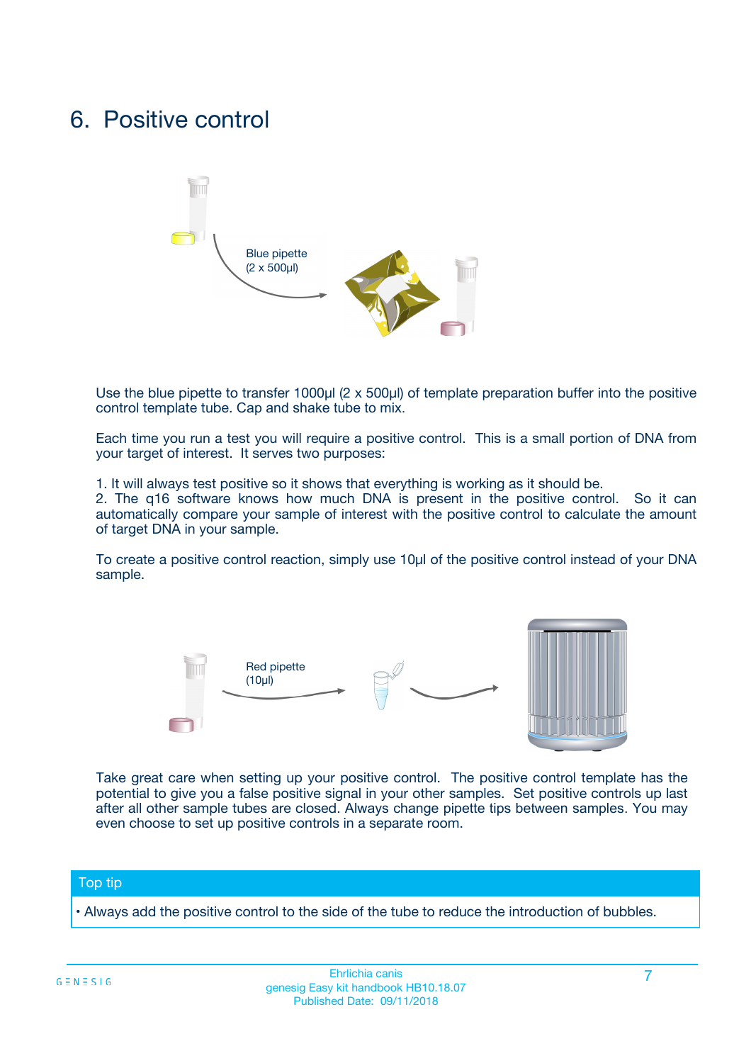# 6. Positive control

Blue pipette
(2 x 500µl)

Use the blue pipette to transfer 1000µl (2 x 500µl) of template preparation buffer into the positive control template tube. Cap and shake tube to mix.

Each time you run a test you will require a positive control. This is a small portion of DNA from your target of interest. It serves two purposes:

1. It will always test positive so it shows that everything is working as it should be.
2. The q16 software knows how much DNA is present in the positive control. So it can automatically compare your sample of interest with the positive control to calculate the amount of target DNA in your sample.

To create a positive control reaction, simply use 10µl of the positive control instead of your DNA sample.

Red pipette
(10µl)

Take great care when setting up your positive control. The positive control template has the potential to give you a false positive signal in your other samples. Set positive controls up last after all other sample tubes are closed. Always change pipette tips between samples. You may even choose to set up positive controls in a separate room.

## Top tip

- Always add the positive control to the side of the tube to reduce the introduction of bubbles.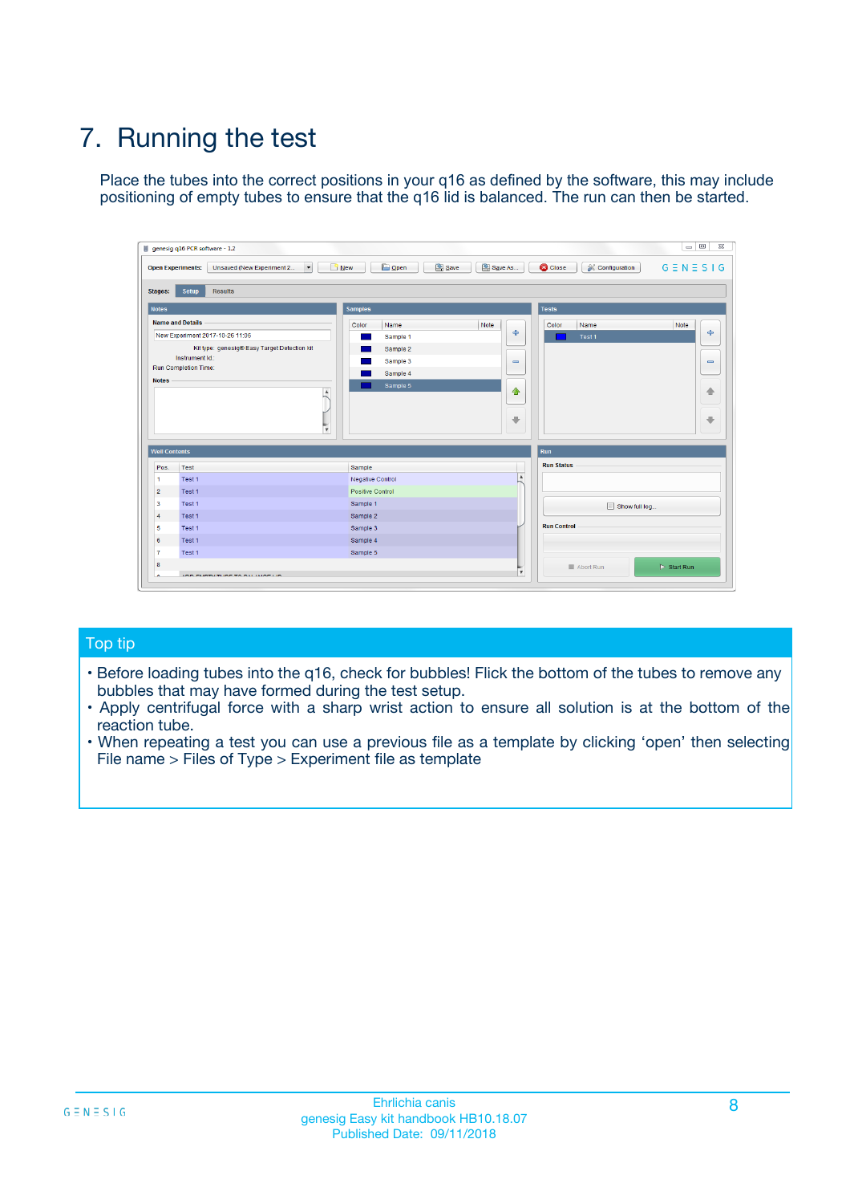# 7. Running the test

Place the tubes into the correct positions in your q16 as defined by the software, this may include positioning of empty tubes to ensure that the q16 lid is balanced. The run can then be started.

## Top tip

- Before loading tubes into the q16, check for bubbles! Flick the bottom of the tubes to remove any bubbles that may have formed during the test setup.
- Apply centrifugal force with a sharp wrist action to ensure all solution is at the bottom of the reaction tube.
- When repeating a test you can use a previous file as a template by clicking 'open' then selecting File name > Files of Type > Experiment file as template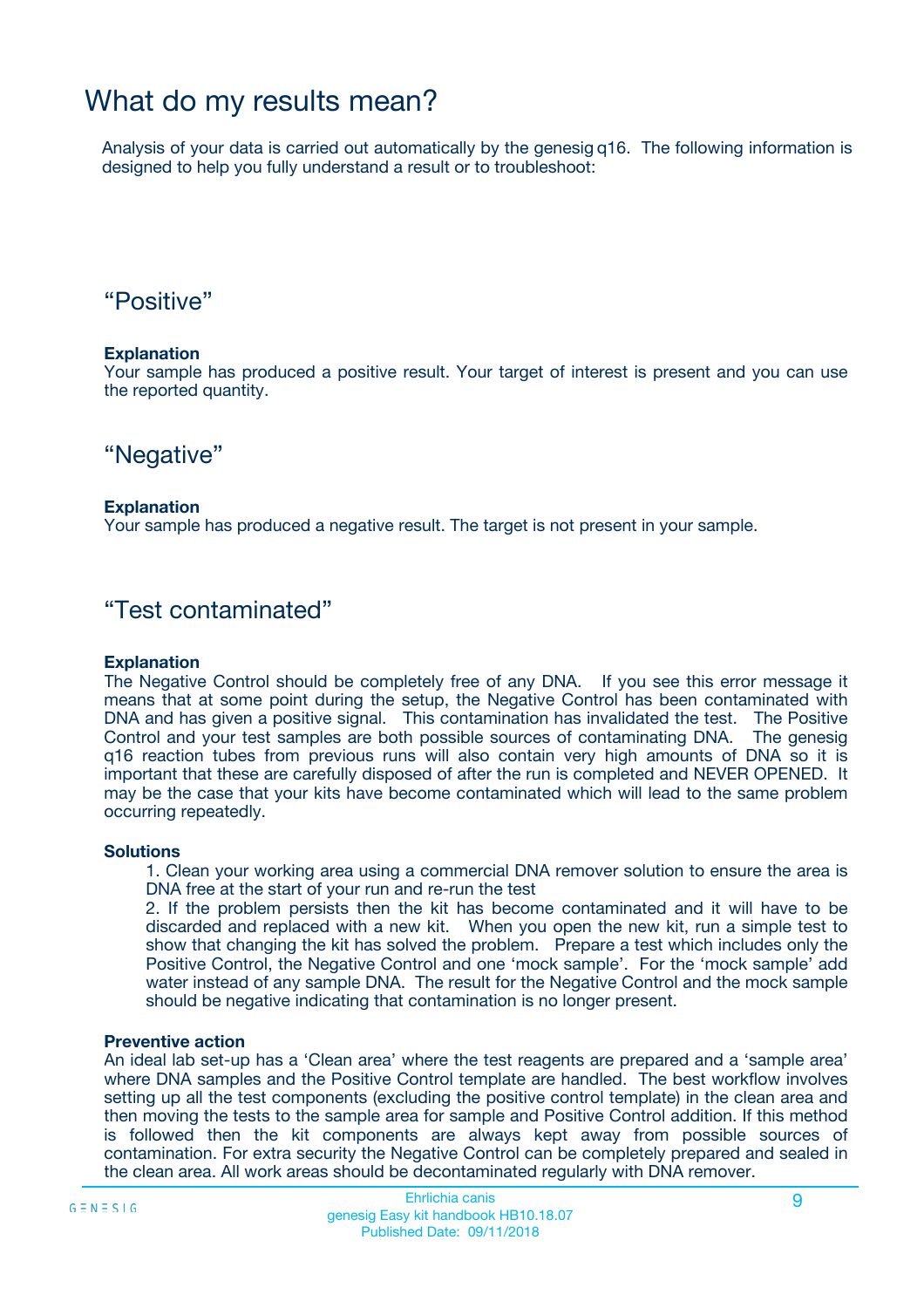# What do my results mean?

Analysis of your data is carried out automatically by the genesig q16. The following information is designed to help you fully understand a result or to troubleshoot:

## “Positive”

**Explanation**
Your sample has produced a positive result. Your target of interest is present and you can use the reported quantity.

## “Negative”

**Explanation**
Your sample has produced a negative result. The target is not present in your sample.

## “Test contaminated”

**Explanation**
The Negative Control should be completely free of any DNA. If you see this error message it means that at some point during the setup, the Negative Control has been contaminated with DNA and has given a positive signal. This contamination has invalidated the test. The Positive Control and your test samples are both possible sources of contaminating DNA. The genesig q16 reaction tubes from previous runs will also contain very high amounts of DNA so it is important that these are carefully disposed of after the run is completed and NEVER OPENED. It may be the case that your kits have become contaminated which will lead to the same problem occurring repeatedly.

**Solutions**

1. Clean your working area using a commercial DNA remover solution to ensure the area is DNA free at the start of your run and re-run the test
2. If the problem persists then the kit has become contaminated and it will have to be discarded and replaced with a new kit. When you open the new kit, run a simple test to show that changing the kit has solved the problem. Prepare a test which includes only the Positive Control, the Negative Control and one ‘mock sample’. For the ‘mock sample’ add water instead of any sample DNA. The result for the Negative Control and the mock sample should be negative indicating that contamination is no longer present.

**Preventive action**
An ideal lab set-up has a ‘Clean area’ where the test reagents are prepared and a ‘sample area’ where DNA samples and the Positive Control template are handled. The best workflow involves setting up all the test components (excluding the positive control template) in the clean area and then moving the tests to the sample area for sample and Positive Control addition. If this method is followed then the kit components are always kept away from possible sources of contamination. For extra security the Negative Control can be completely prepared and sealed in the clean area. All work areas should be decontaminated regularly with DNA remover.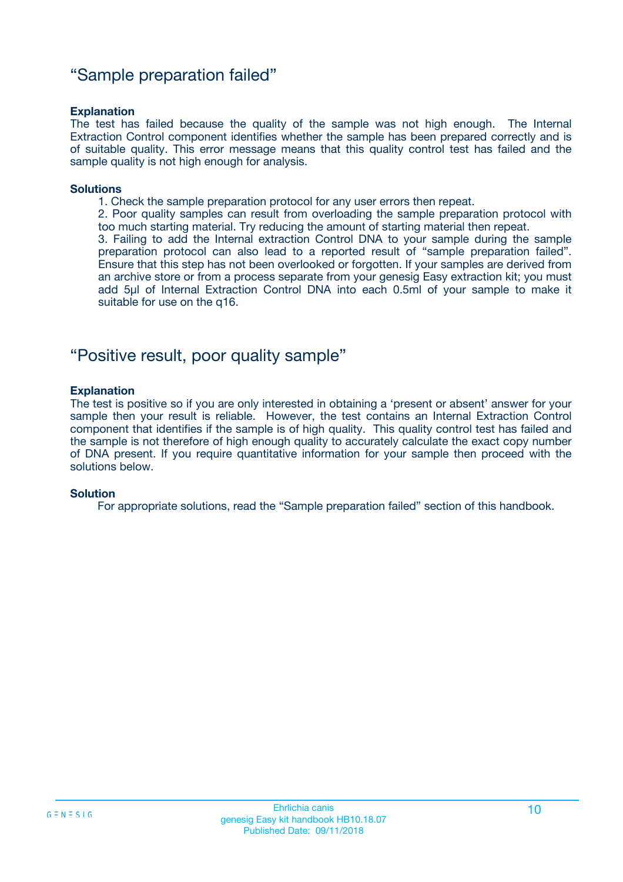## “Sample preparation failed”

**Explanation**

The test has failed because the quality of the sample was not high enough. The Internal Extraction Control component identifies whether the sample has been prepared correctly and is of suitable quality. This error message means that this quality control test has failed and the sample quality is not high enough for analysis.

**Solutions**

1. Check the sample preparation protocol for any user errors then repeat.
2. Poor quality samples can result from overloading the sample preparation protocol with too much starting material. Try reducing the amount of starting material then repeat.
3. Failing to add the Internal extraction Control DNA to your sample during the sample preparation protocol can also lead to a reported result of “sample preparation failed”. Ensure that this step has not been overlooked or forgotten. If your samples are derived from an archive store or from a process separate from your genesig Easy extraction kit; you must add 5µl of Internal Extraction Control DNA into each 0.5ml of your sample to make it suitable for use on the q16.

## “Positive result, poor quality sample”

**Explanation**

The test is positive so if you are only interested in obtaining a ‘present or absent’ answer for your sample then your result is reliable. However, the test contains an Internal Extraction Control component that identifies if the sample is of high quality. This quality control test has failed and the sample is not therefore of high enough quality to accurately calculate the exact copy number of DNA present. If you require quantitative information for your sample then proceed with the solutions below.

**Solution**

For appropriate solutions, read the “Sample preparation failed” section of this handbook.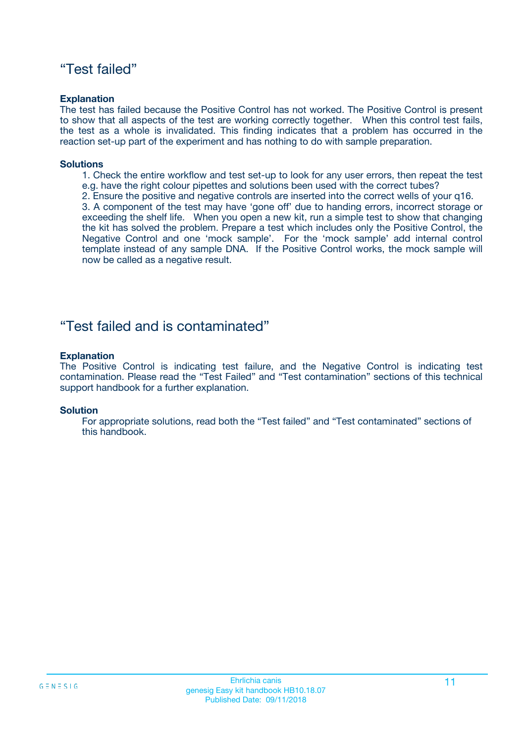## “Test failed”

**Explanation**

The test has failed because the Positive Control has not worked. The Positive Control is present to show that all aspects of the test are working correctly together. When this control test fails, the test as a whole is invalidated. This finding indicates that a problem has occurred in the reaction set-up part of the experiment and has nothing to do with sample preparation.

**Solutions**

1. Check the entire workflow and test set-up to look for any user errors, then repeat the test e.g. have the right colour pipettes and solutions been used with the correct tubes?
2. Ensure the positive and negative controls are inserted into the correct wells of your q16.
3. A component of the test may have ‘gone off’ due to handing errors, incorrect storage or exceeding the shelf life. When you open a new kit, run a simple test to show that changing the kit has solved the problem. Prepare a test which includes only the Positive Control, the Negative Control and one ‘mock sample’. For the ‘mock sample’ add internal control template instead of any sample DNA. If the Positive Control works, the mock sample will now be called as a negative result.

## “Test failed and is contaminated”

**Explanation**

The Positive Control is indicating test failure, and the Negative Control is indicating test contamination. Please read the “Test Failed” and “Test contamination” sections of this technical support handbook for a further explanation.

**Solution**

For appropriate solutions, read both the “Test failed” and “Test contaminated” sections of this handbook.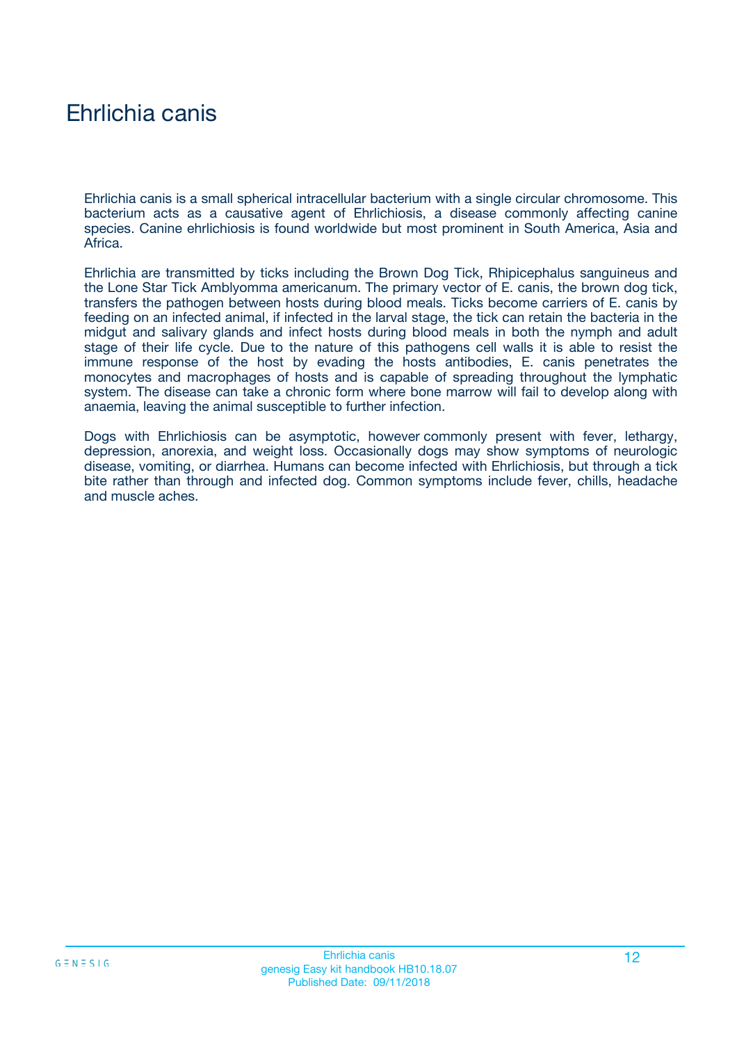# Ehrlichia canis

Ehrlichia canis is a small spherical intracellular bacterium with a single circular chromosome. This bacterium acts as a causative agent of Ehrlichiosis, a disease commonly affecting canine species. Canine ehrlichiosis is found worldwide but most prominent in South America, Asia and Africa.

Ehrlichia are transmitted by ticks including the Brown Dog Tick, Rhipicephalus sanguineus and the Lone Star Tick Amblyomma americanum. The primary vector of E. canis, the brown dog tick, transfers the pathogen between hosts during blood meals. Ticks become carriers of E. canis by feeding on an infected animal, if infected in the larval stage, the tick can retain the bacteria in the midgut and salivary glands and infect hosts during blood meals in both the nymph and adult stage of their life cycle. Due to the nature of this pathogens cell walls it is able to resist the immune response of the host by evading the hosts antibodies, E. canis penetrates the monocytes and macrophages of hosts and is capable of spreading throughout the lymphatic system. The disease can take a chronic form where bone marrow will fail to develop along with anaemia, leaving the animal susceptible to further infection.

Dogs with Ehrlichiosis can be asymptotic, however commonly present with fever, lethargy, depression, anorexia, and weight loss. Occasionally dogs may show symptoms of neurologic disease, vomiting, or diarrhea. Humans can become infected with Ehrlichiosis, but through a tick bite rather than through and infected dog. Common symptoms include fever, chills, headache and muscle aches.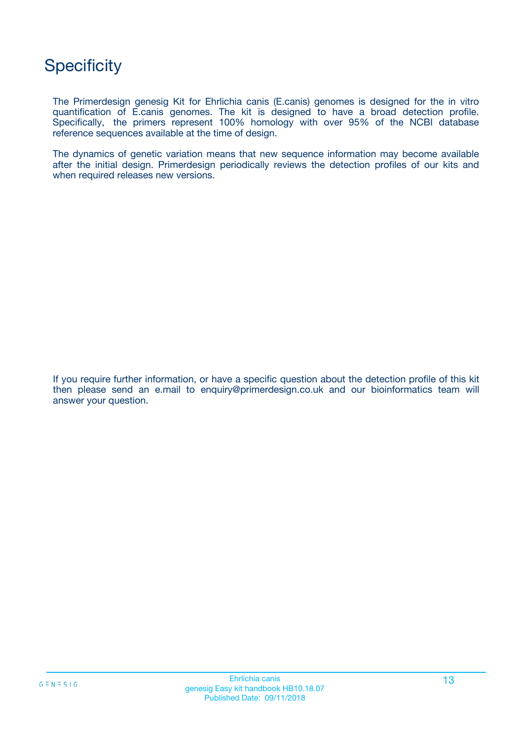# Specificity

The Primerdesign genesig Kit for Ehrlichia canis (E.canis) genomes is designed for the in vitro quantification of E.canis genomes. The kit is designed to have a broad detection profile. Specifically, the primers represent 100% homology with over 95% of the NCBI database reference sequences available at the time of design.

The dynamics of genetic variation means that new sequence information may become available after the initial design. Primerdesign periodically reviews the detection profiles of our kits and when required releases new versions.

If you require further information, or have a specific question about the detection profile of this kit then please send an e.mail to enquiry@primerdesign.co.uk and our bioinformatics team will answer your question.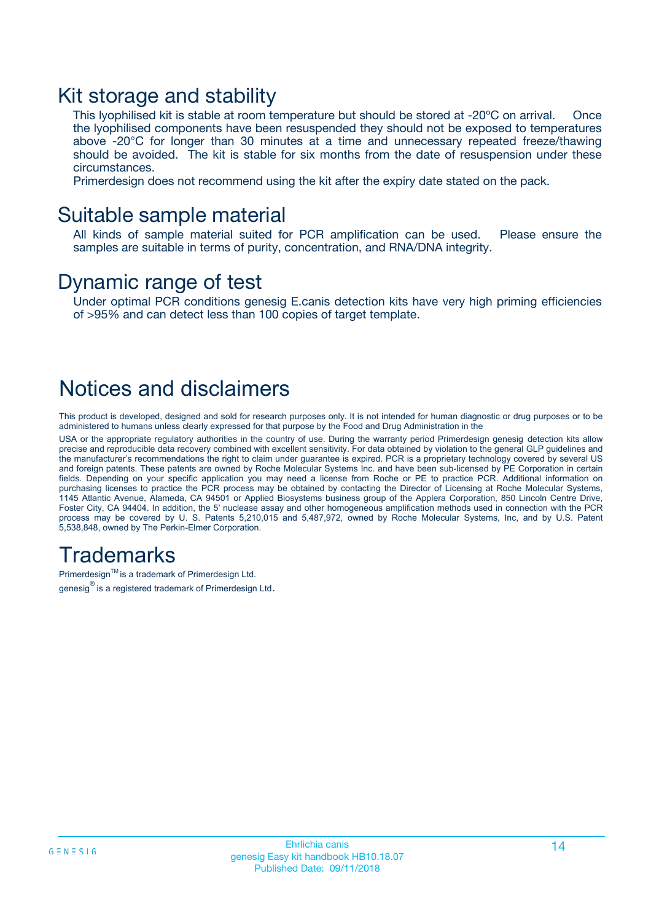## Kit storage and stability

This lyophilised kit is stable at room temperature but should be stored at -20ºC on arrival. Once the lyophilised components have been resuspended they should not be exposed to temperatures above -20°C for longer than 30 minutes at a time and unnecessary repeated freeze/thawing should be avoided. The kit is stable for six months from the date of resuspension under these circumstances.

Primerdesign does not recommend using the kit after the expiry date stated on the pack.

## Suitable sample material

All kinds of sample material suited for PCR amplification can be used. Please ensure the samples are suitable in terms of purity, concentration, and RNA/DNA integrity.

## Dynamic range of test

Under optimal PCR conditions genesig E.canis detection kits have very high priming efficiencies of >95% and can detect less than 100 copies of target template.

# Notices and disclaimers

This product is developed, designed and sold for research purposes only. It is not intended for human diagnostic or drug purposes or to be administered to humans unless clearly expressed for that purpose by the Food and Drug Administration in the

USA or the appropriate regulatory authorities in the country of use. During the warranty period Primerdesign genesig detection kits allow precise and reproducible data recovery combined with excellent sensitivity. For data obtained by violation to the general GLP guidelines and the manufacturer's recommendations the right to claim under guarantee is expired. PCR is a proprietary technology covered by several US and foreign patents. These patents are owned by Roche Molecular Systems Inc. and have been sub-licensed by PE Corporation in certain fields. Depending on your specific application you may need a license from Roche or PE to practice PCR. Additional information on purchasing licenses to practice the PCR process may be obtained by contacting the Director of Licensing at Roche Molecular Systems, 1145 Atlantic Avenue, Alameda, CA 94501 or Applied Biosystems business group of the Applera Corporation, 850 Lincoln Centre Drive, Foster City, CA 94404. In addition, the 5' nuclease assay and other homogeneous amplification methods used in connection with the PCR process may be covered by U. S. Patents 5,210,015 and 5,487,972, owned by Roche Molecular Systems, Inc, and by U.S. Patent 5,538,848, owned by The Perkin-Elmer Corporation.

# Trademarks

Primerdesign™ is a trademark of Primerdesign Ltd.

genesig® is a registered trademark of Primerdesign Ltd.